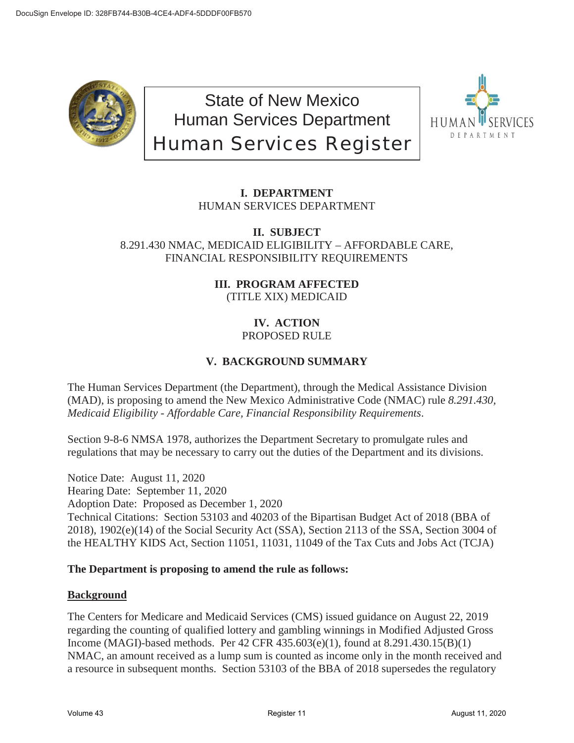# State of New Mexico
## Human Services Department
## Human Services Register

**I. DEPARTMENT**
HUMAN SERVICES DEPARTMENT

**II. SUBJECT**
8.291.430 NMAC, MEDICAID ELIGIBILITY – AFFORDABLE CARE, FINANCIAL RESPONSIBILITY REQUIREMENTS

**III. PROGRAM AFFECTED**
(TITLE XIX) MEDICAID

**IV. ACTION**
PROPOSED RULE

**V. BACKGROUND SUMMARY**

The Human Services Department (the Department), through the Medical Assistance Division (MAD), is proposing to amend the New Mexico Administrative Code (NMAC) rule *8.291.430, Medicaid Eligibility - Affordable Care, Financial Responsibility Requirements*.

Section 9-8-6 NMSA 1978, authorizes the Department Secretary to promulgate rules and regulations that may be necessary to carry out the duties of the Department and its divisions.

Notice Date: August 11, 2020
Hearing Date: September 11, 2020
Adoption Date: Proposed as December 1, 2020
Technical Citations: Section 53103 and 40203 of the Bipartisan Budget Act of 2018 (BBA of 2018), 1902(e)(14) of the Social Security Act (SSA), Section 2113 of the SSA, Section 3004 of the HEALTHY KIDS Act, Section 11051, 11031, 11049 of the Tax Cuts and Jobs Act (TCJA)

**The Department is proposing to amend the rule as follows:**

**Background**

The Centers for Medicare and Medicaid Services (CMS) issued guidance on August 22, 2019 regarding the counting of qualified lottery and gambling winnings in Modified Adjusted Gross Income (MAGI)-based methods. Per 42 CFR 435.603(e)(1), found at 8.291.430.15(B)(1) NMAC, an amount received as a lump sum is counted as income only in the month received and a resource in subsequent months. Section 53103 of the BBA of 2018 supersedes the regulatory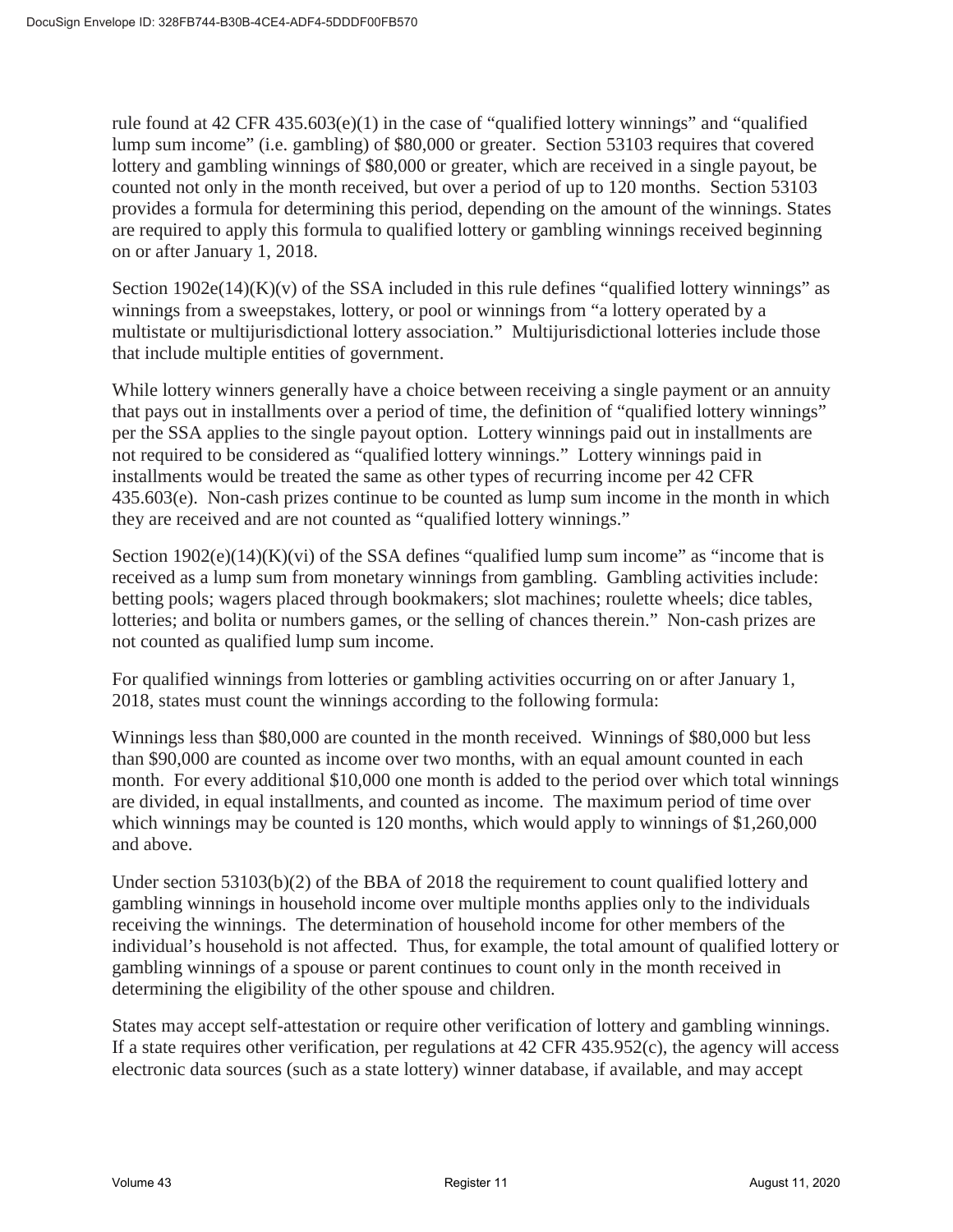rule found at 42 CFR 435.603(e)(1) in the case of "qualified lottery winnings" and "qualified lump sum income" (i.e. gambling) of $80,000 or greater. Section 53103 requires that covered lottery and gambling winnings of $80,000 or greater, which are received in a single payout, be counted not only in the month received, but over a period of up to 120 months. Section 53103 provides a formula for determining this period, depending on the amount of the winnings. States are required to apply this formula to qualified lottery or gambling winnings received beginning on or after January 1, 2018.

Section 1902e(14)(K)(v) of the SSA included in this rule defines "qualified lottery winnings" as winnings from a sweepstakes, lottery, or pool or winnings from "a lottery operated by a multistate or multijurisdictional lottery association." Multijurisdictional lotteries include those that include multiple entities of government.

While lottery winners generally have a choice between receiving a single payment or an annuity that pays out in installments over a period of time, the definition of "qualified lottery winnings" per the SSA applies to the single payout option. Lottery winnings paid out in installments are not required to be considered as "qualified lottery winnings." Lottery winnings paid in installments would be treated the same as other types of recurring income per 42 CFR 435.603(e). Non-cash prizes continue to be counted as lump sum income in the month in which they are received and are not counted as "qualified lottery winnings."

Section 1902(e)(14)(K)(vi) of the SSA defines "qualified lump sum income" as "income that is received as a lump sum from monetary winnings from gambling. Gambling activities include: betting pools; wagers placed through bookmakers; slot machines; roulette wheels; dice tables, lotteries; and bolita or numbers games, or the selling of chances therein." Non-cash prizes are not counted as qualified lump sum income.

For qualified winnings from lotteries or gambling activities occurring on or after January 1, 2018, states must count the winnings according to the following formula:

Winnings less than $80,000 are counted in the month received. Winnings of $80,000 but less than $90,000 are counted as income over two months, with an equal amount counted in each month. For every additional $10,000 one month is added to the period over which total winnings are divided, in equal installments, and counted as income. The maximum period of time over which winnings may be counted is 120 months, which would apply to winnings of $1,260,000 and above.

Under section 53103(b)(2) of the BBA of 2018 the requirement to count qualified lottery and gambling winnings in household income over multiple months applies only to the individuals receiving the winnings. The determination of household income for other members of the individual's household is not affected. Thus, for example, the total amount of qualified lottery or gambling winnings of a spouse or parent continues to count only in the month received in determining the eligibility of the other spouse and children.

States may accept self-attestation or require other verification of lottery and gambling winnings. If a state requires other verification, per regulations at 42 CFR 435.952(c), the agency will access electronic data sources (such as a state lottery) winner database, if available, and may accept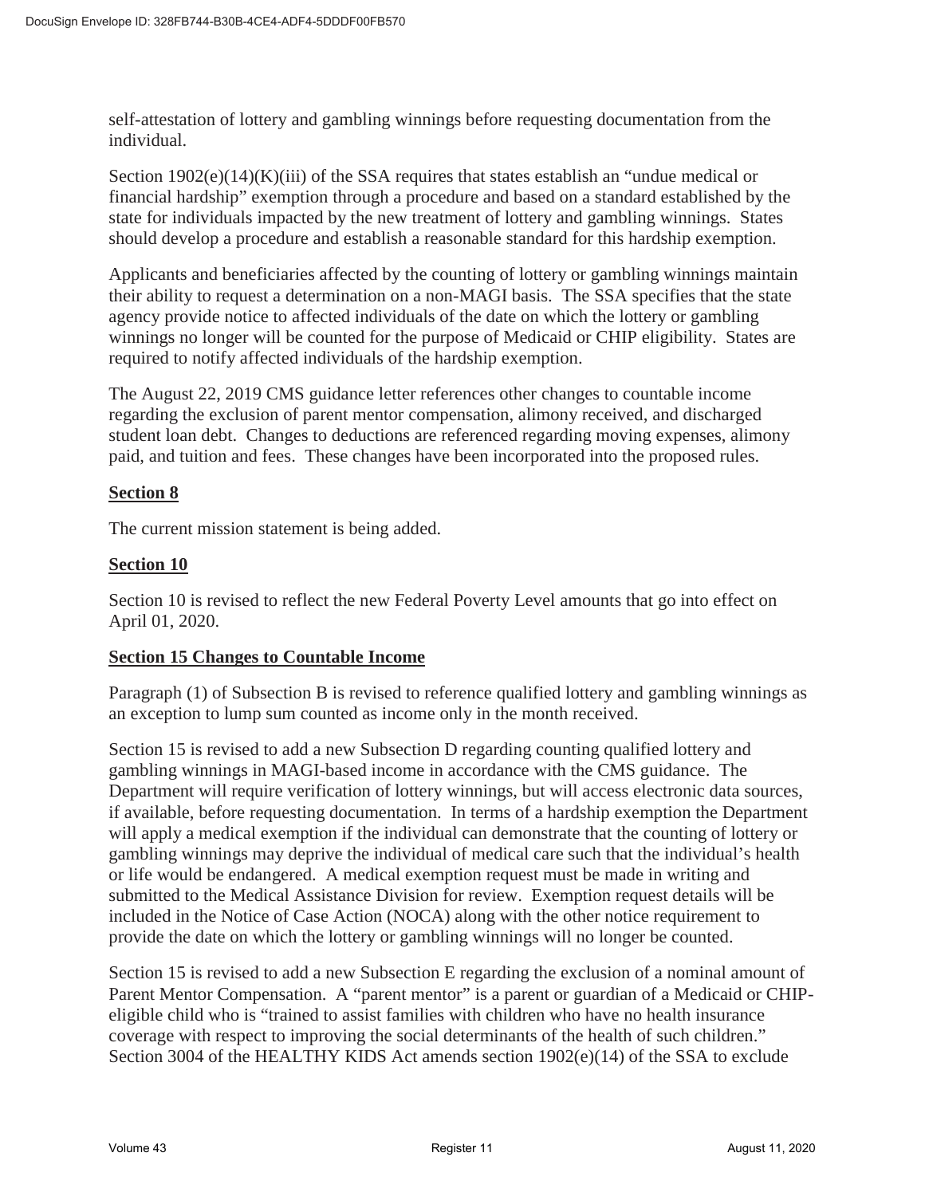self-attestation of lottery and gambling winnings before requesting documentation from the individual.

Section 1902(e)(14)(K)(iii) of the SSA requires that states establish an "undue medical or financial hardship" exemption through a procedure and based on a standard established by the state for individuals impacted by the new treatment of lottery and gambling winnings. States should develop a procedure and establish a reasonable standard for this hardship exemption.

Applicants and beneficiaries affected by the counting of lottery or gambling winnings maintain their ability to request a determination on a non-MAGI basis. The SSA specifies that the state agency provide notice to affected individuals of the date on which the lottery or gambling winnings no longer will be counted for the purpose of Medicaid or CHIP eligibility. States are required to notify affected individuals of the hardship exemption.

The August 22, 2019 CMS guidance letter references other changes to countable income regarding the exclusion of parent mentor compensation, alimony received, and discharged student loan debt. Changes to deductions are referenced regarding moving expenses, alimony paid, and tuition and fees. These changes have been incorporated into the proposed rules.

**Section 8**

The current mission statement is being added.

**Section 10**

Section 10 is revised to reflect the new Federal Poverty Level amounts that go into effect on April 01, 2020.

**Section 15 Changes to Countable Income**

Paragraph (1) of Subsection B is revised to reference qualified lottery and gambling winnings as an exception to lump sum counted as income only in the month received.

Section 15 is revised to add a new Subsection D regarding counting qualified lottery and gambling winnings in MAGI-based income in accordance with the CMS guidance. The Department will require verification of lottery winnings, but will access electronic data sources, if available, before requesting documentation. In terms of a hardship exemption the Department will apply a medical exemption if the individual can demonstrate that the counting of lottery or gambling winnings may deprive the individual of medical care such that the individual's health or life would be endangered. A medical exemption request must be made in writing and submitted to the Medical Assistance Division for review. Exemption request details will be included in the Notice of Case Action (NOCA) along with the other notice requirement to provide the date on which the lottery or gambling winnings will no longer be counted.

Section 15 is revised to add a new Subsection E regarding the exclusion of a nominal amount of Parent Mentor Compensation. A "parent mentor" is a parent or guardian of a Medicaid or CHIP-eligible child who is "trained to assist families with children who have no health insurance coverage with respect to improving the social determinants of the health of such children." Section 3004 of the HEALTHY KIDS Act amends section 1902(e)(14) of the SSA to exclude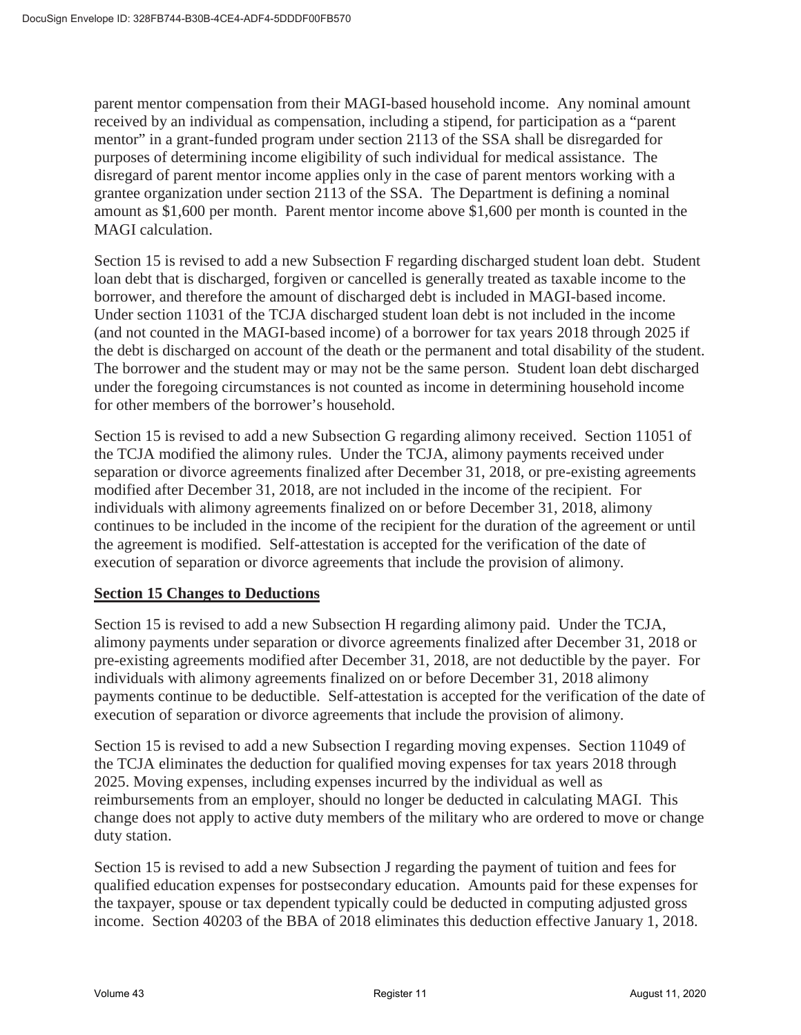parent mentor compensation from their MAGI-based household income. Any nominal amount received by an individual as compensation, including a stipend, for participation as a "parent mentor" in a grant-funded program under section 2113 of the SSA shall be disregarded for purposes of determining income eligibility of such individual for medical assistance. The disregard of parent mentor income applies only in the case of parent mentors working with a grantee organization under section 2113 of the SSA. The Department is defining a nominal amount as $1,600 per month. Parent mentor income above $1,600 per month is counted in the MAGI calculation.

Section 15 is revised to add a new Subsection F regarding discharged student loan debt. Student loan debt that is discharged, forgiven or cancelled is generally treated as taxable income to the borrower, and therefore the amount of discharged debt is included in MAGI-based income. Under section 11031 of the TCJA discharged student loan debt is not included in the income (and not counted in the MAGI-based income) of a borrower for tax years 2018 through 2025 if the debt is discharged on account of the death or the permanent and total disability of the student. The borrower and the student may or may not be the same person. Student loan debt discharged under the foregoing circumstances is not counted as income in determining household income for other members of the borrower's household.

Section 15 is revised to add a new Subsection G regarding alimony received. Section 11051 of the TCJA modified the alimony rules. Under the TCJA, alimony payments received under separation or divorce agreements finalized after December 31, 2018, or pre-existing agreements modified after December 31, 2018, are not included in the income of the recipient. For individuals with alimony agreements finalized on or before December 31, 2018, alimony continues to be included in the income of the recipient for the duration of the agreement or until the agreement is modified. Self-attestation is accepted for the verification of the date of execution of separation or divorce agreements that include the provision of alimony.

**Section 15 Changes to Deductions**

Section 15 is revised to add a new Subsection H regarding alimony paid. Under the TCJA, alimony payments under separation or divorce agreements finalized after December 31, 2018 or pre-existing agreements modified after December 31, 2018, are not deductible by the payer. For individuals with alimony agreements finalized on or before December 31, 2018 alimony payments continue to be deductible. Self-attestation is accepted for the verification of the date of execution of separation or divorce agreements that include the provision of alimony.

Section 15 is revised to add a new Subsection I regarding moving expenses. Section 11049 of the TCJA eliminates the deduction for qualified moving expenses for tax years 2018 through 2025. Moving expenses, including expenses incurred by the individual as well as reimbursements from an employer, should no longer be deducted in calculating MAGI. This change does not apply to active duty members of the military who are ordered to move or change duty station.

Section 15 is revised to add a new Subsection J regarding the payment of tuition and fees for qualified education expenses for postsecondary education. Amounts paid for these expenses for the taxpayer, spouse or tax dependent typically could be deducted in computing adjusted gross income. Section 40203 of the BBA of 2018 eliminates this deduction effective January 1, 2018.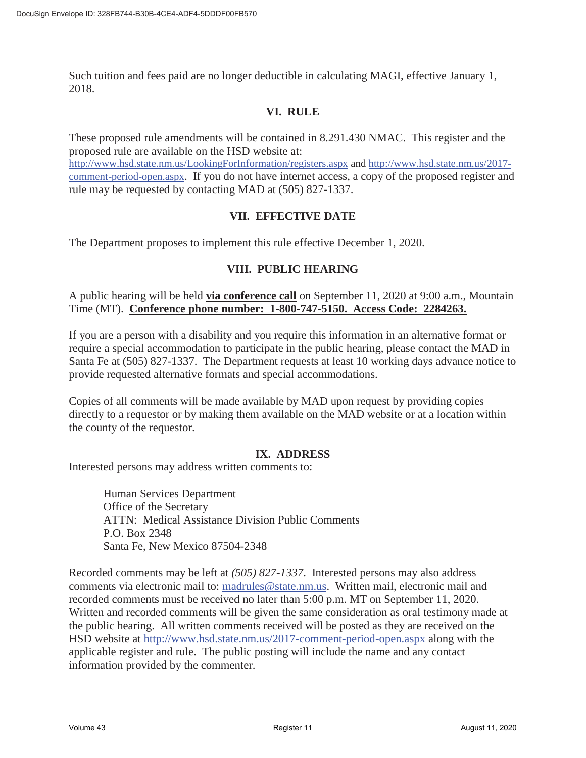Such tuition and fees paid are no longer deductible in calculating MAGI, effective January 1, 2018.

## VI. RULE

These proposed rule amendments will be contained in 8.291.430 NMAC. This register and the proposed rule are available on the HSD website at: http://www.hsd.state.nm.us/LookingForInformation/registers.aspx and http://www.hsd.state.nm.us/2017-comment-period-open.aspx. If you do not have internet access, a copy of the proposed register and rule may be requested by contacting MAD at (505) 827-1337.

## VII. EFFECTIVE DATE

The Department proposes to implement this rule effective December 1, 2020.

## VIII. PUBLIC HEARING

A public hearing will be held **via conference call** on September 11, 2020 at 9:00 a.m., Mountain Time (MT). **Conference phone number: 1-800-747-5150. Access Code: 2284263.**

If you are a person with a disability and you require this information in an alternative format or require a special accommodation to participate in the public hearing, please contact the MAD in Santa Fe at (505) 827-1337. The Department requests at least 10 working days advance notice to provide requested alternative formats and special accommodations.

Copies of all comments will be made available by MAD upon request by providing copies directly to a requestor or by making them available on the MAD website or at a location within the county of the requestor.

## IX. ADDRESS

Interested persons may address written comments to:

Human Services Department
Office of the Secretary
ATTN: Medical Assistance Division Public Comments
P.O. Box 2348
Santa Fe, New Mexico 87504-2348

Recorded comments may be left at *(505) 827-1337*. Interested persons may also address comments via electronic mail to: madrules@state.nm.us. Written mail, electronic mail and recorded comments must be received no later than 5:00 p.m. MT on September 11, 2020. Written and recorded comments will be given the same consideration as oral testimony made at the public hearing. All written comments received will be posted as they are received on the HSD website at http://www.hsd.state.nm.us/2017-comment-period-open.aspx along with the applicable register and rule. The public posting will include the name and any contact information provided by the commenter.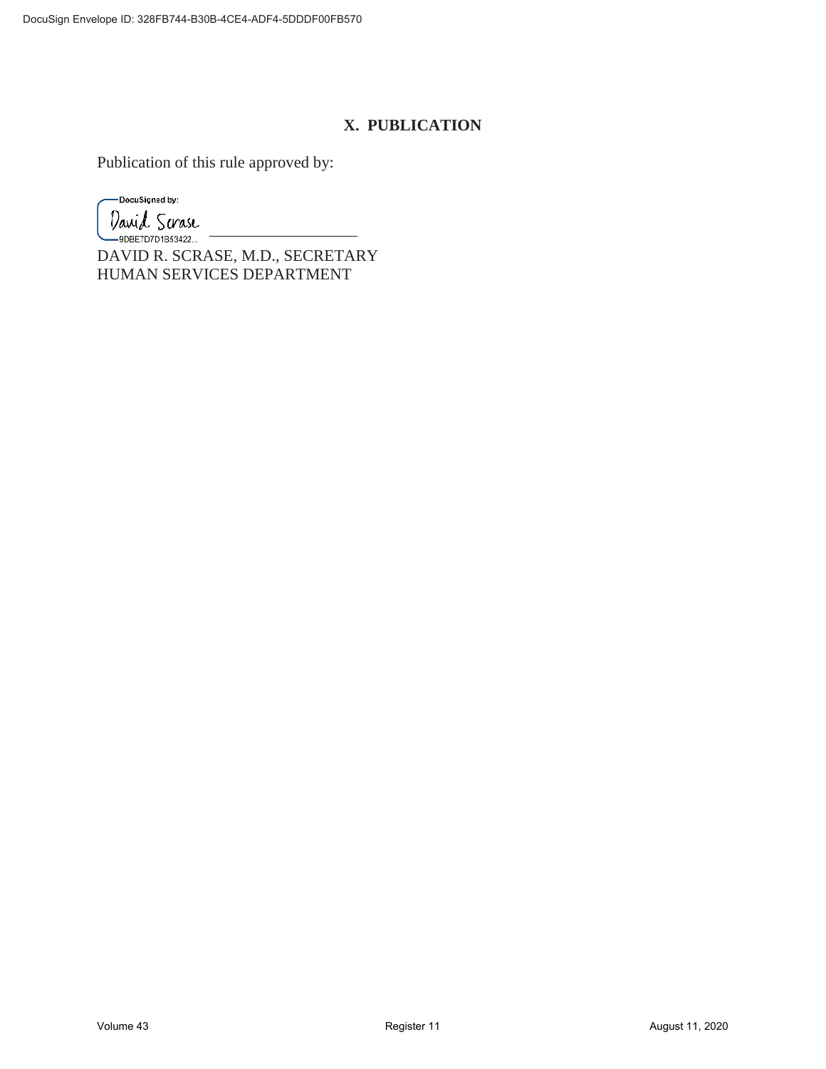## X. PUBLICATION

Publication of this rule approved by:

DocuSigned by:
David Scrase
9DBE7D7D1B53422...

DAVID R. SCRASE, M.D., SECRETARY
HUMAN SERVICES DEPARTMENT